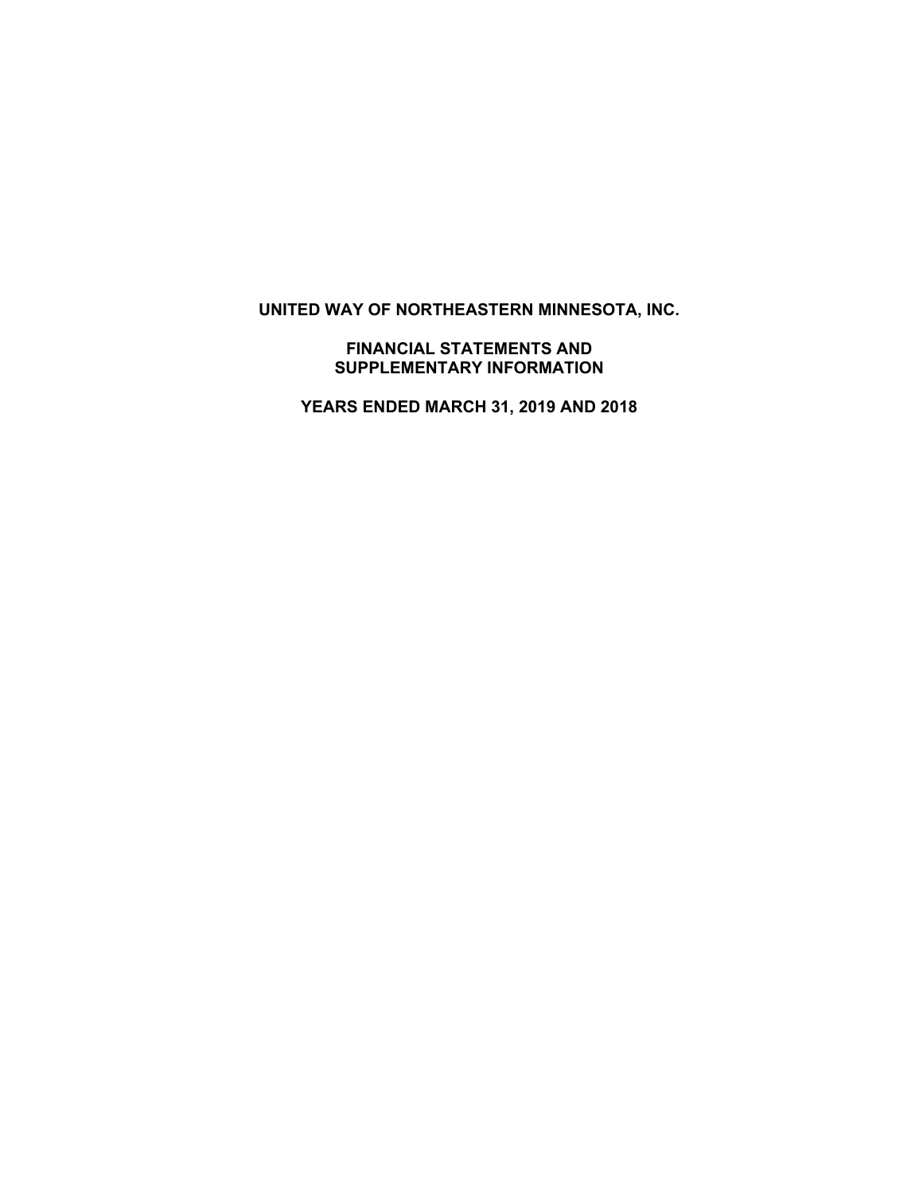# UNITED WAY OF NORTHEASTERN MINNESOTA, INC.

## FINANCIAL STATEMENTS AND SUPPLEMENTARY INFORMATION

## YEARS ENDED MARCH 31, 2019 AND 2018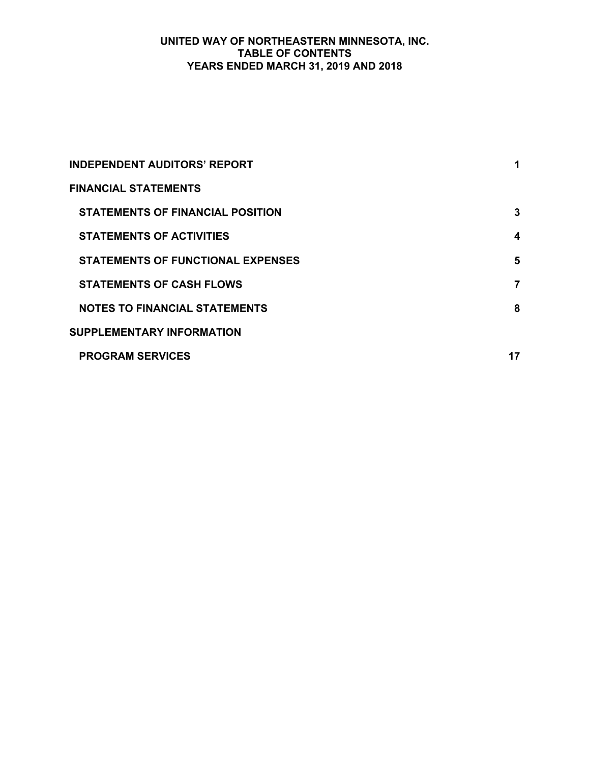# UNITED WAY OF NORTHEASTERN MINNESOTA, INC.
## TABLE OF CONTENTS
## YEARS ENDED MARCH 31, 2019 AND 2018

| | |
|---|---|
| **INDEPENDENT AUDITORS' REPORT** | **1** |
| **FINANCIAL STATEMENTS** | |
| **STATEMENTS OF FINANCIAL POSITION** | **3** |
| **STATEMENTS OF ACTIVITIES** | **4** |
| **STATEMENTS OF FUNCTIONAL EXPENSES** | **5** |
| **STATEMENTS OF CASH FLOWS** | **7** |
| **NOTES TO FINANCIAL STATEMENTS** | **8** |
| **SUPPLEMENTARY INFORMATION** | |
| **PROGRAM SERVICES** | **17** |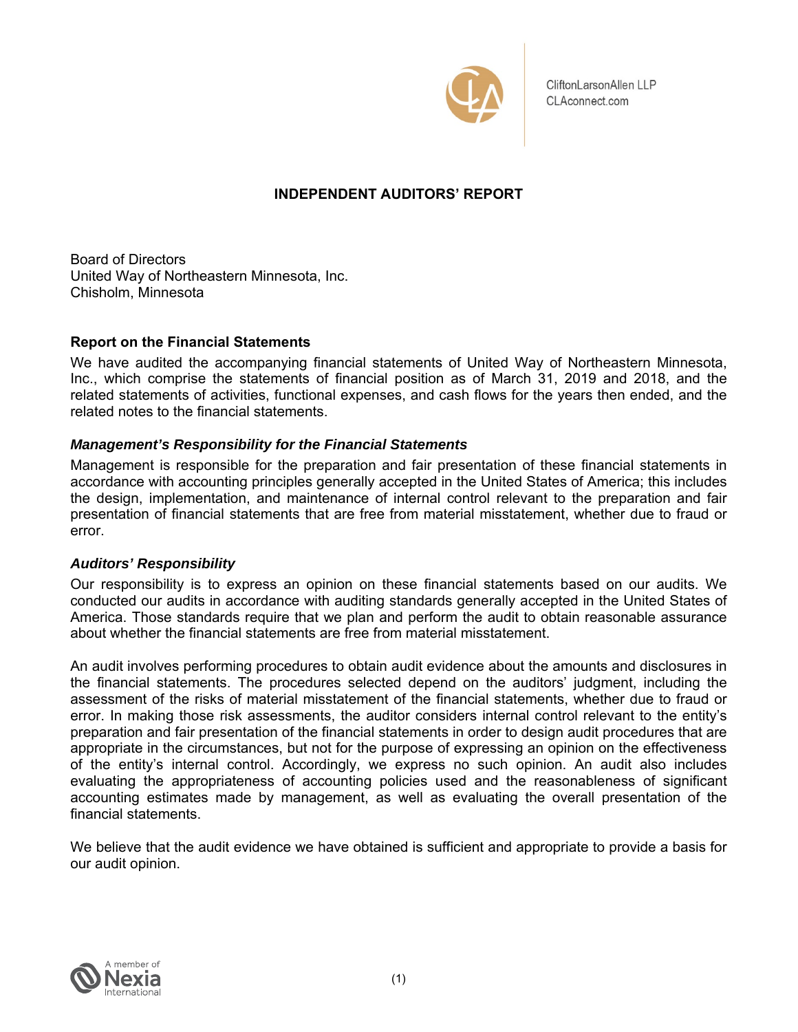CliftonLarsonAllen LLP
CLAconnect.com

# INDEPENDENT AUDITORS' REPORT

Board of Directors
United Way of Northeastern Minnesota, Inc.
Chisholm, Minnesota

## Report on the Financial Statements

We have audited the accompanying financial statements of United Way of Northeastern Minnesota, Inc., which comprise the statements of financial position as of March 31, 2019 and 2018, and the related statements of activities, functional expenses, and cash flows for the years then ended, and the related notes to the financial statements.

### *Management's Responsibility for the Financial Statements*

Management is responsible for the preparation and fair presentation of these financial statements in accordance with accounting principles generally accepted in the United States of America; this includes the design, implementation, and maintenance of internal control relevant to the preparation and fair presentation of financial statements that are free from material misstatement, whether due to fraud or error.

### *Auditors' Responsibility*

Our responsibility is to express an opinion on these financial statements based on our audits. We conducted our audits in accordance with auditing standards generally accepted in the United States of America. Those standards require that we plan and perform the audit to obtain reasonable assurance about whether the financial statements are free from material misstatement.

An audit involves performing procedures to obtain audit evidence about the amounts and disclosures in the financial statements. The procedures selected depend on the auditors' judgment, including the assessment of the risks of material misstatement of the financial statements, whether due to fraud or error. In making those risk assessments, the auditor considers internal control relevant to the entity's preparation and fair presentation of the financial statements in order to design audit procedures that are appropriate in the circumstances, but not for the purpose of expressing an opinion on the effectiveness of the entity's internal control. Accordingly, we express no such opinion. An audit also includes evaluating the appropriateness of accounting policies used and the reasonableness of significant accounting estimates made by management, as well as evaluating the overall presentation of the financial statements.

We believe that the audit evidence we have obtained is sufficient and appropriate to provide a basis for our audit opinion.

A member of Nexia International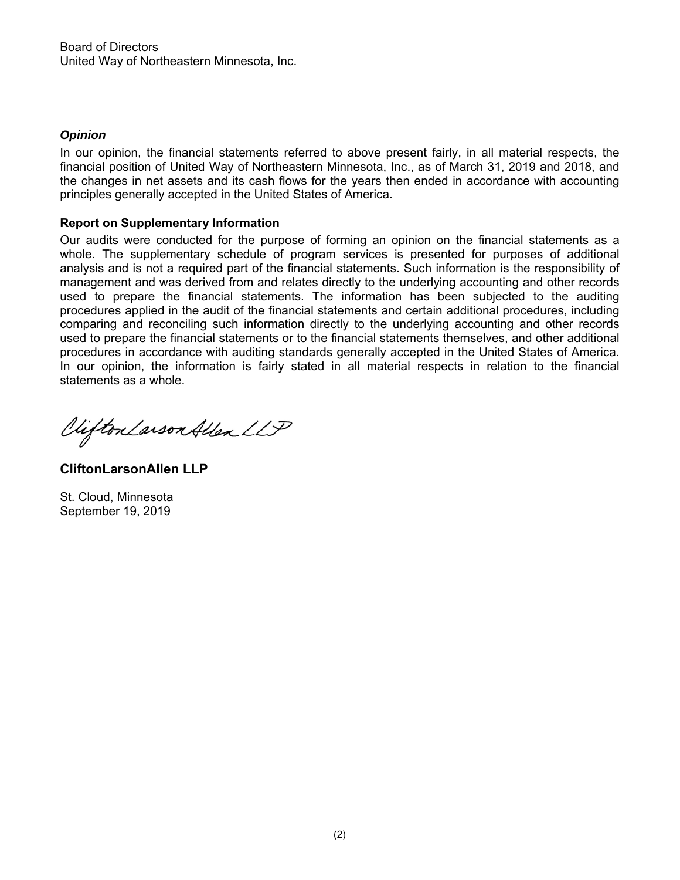Board of Directors
United Way of Northeastern Minnesota, Inc.

***Opinion***

In our opinion, the financial statements referred to above present fairly, in all material respects, the financial position of United Way of Northeastern Minnesota, Inc., as of March 31, 2019 and 2018, and the changes in net assets and its cash flows for the years then ended in accordance with accounting principles generally accepted in the United States of America.

**Report on Supplementary Information**

Our audits were conducted for the purpose of forming an opinion on the financial statements as a whole. The supplementary schedule of program services is presented for purposes of additional analysis and is not a required part of the financial statements. Such information is the responsibility of management and was derived from and relates directly to the underlying accounting and other records used to prepare the financial statements. The information has been subjected to the auditing procedures applied in the audit of the financial statements and certain additional procedures, including comparing and reconciling such information directly to the underlying accounting and other records used to prepare the financial statements or to the financial statements themselves, and other additional procedures in accordance with auditing standards generally accepted in the United States of America. In our opinion, the information is fairly stated in all material respects in relation to the financial statements as a whole.

CliftonLarsonAllen LLP

**CliftonLarsonAllen LLP**

St. Cloud, Minnesota
September 19, 2019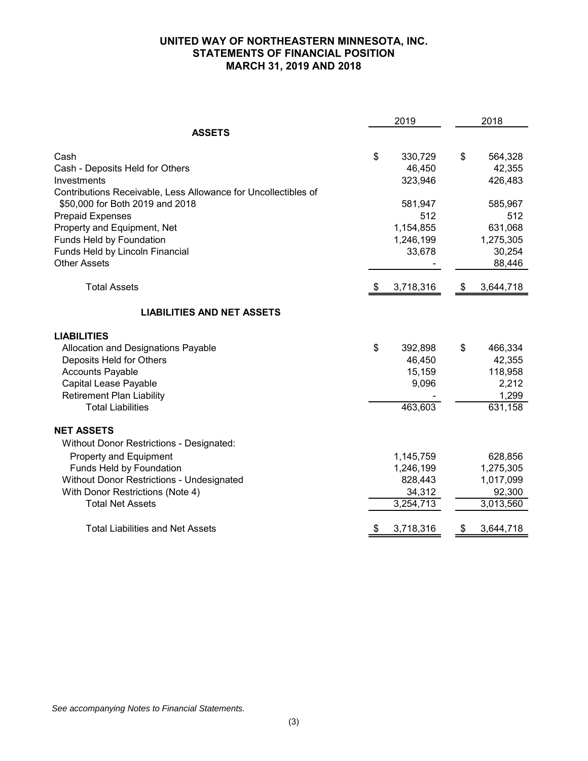# UNITED WAY OF NORTHEASTERN MINNESOTA, INC.
## STATEMENTS OF FINANCIAL POSITION
## MARCH 31, 2019 AND 2018

| | 2019 | 2018 |
|---|---|---|
| **ASSETS** | | |
| Cash | $ 330,729 | $ 564,328 |
| Cash - Deposits Held for Others | 46,450 | 42,355 |
| Investments | 323,946 | 426,483 |
| Contributions Receivable, Less Allowance for Uncollectibles of $50,000 for Both 2019 and 2018 | 581,947 | 585,967 |
| Prepaid Expenses | 512 | 512 |
| Property and Equipment, Net | 1,154,855 | 631,068 |
| Funds Held by Foundation | 1,246,199 | 1,275,305 |
| Funds Held by Lincoln Financial | 33,678 | 30,254 |
| Other Assets | - | 88,446 |
| Total Assets | $ 3,718,316 | $ 3,644,718 |
| **LIABILITIES AND NET ASSETS** | | |
| **LIABILITIES** | | |
| Allocation and Designations Payable | $ 392,898 | $ 466,334 |
| Deposits Held for Others | 46,450 | 42,355 |
| Accounts Payable | 15,159 | 118,958 |
| Capital Lease Payable | 9,096 | 2,212 |
| Retirement Plan Liability | - | 1,299 |
| Total Liabilities | 463,603 | 631,158 |
| **NET ASSETS** | | |
| Without Donor Restrictions - Designated: | | |
| Property and Equipment | 1,145,759 | 628,856 |
| Funds Held by Foundation | 1,246,199 | 1,275,305 |
| Without Donor Restrictions - Undesignated | 828,443 | 1,017,099 |
| With Donor Restrictions (Note 4) | 34,312 | 92,300 |
| Total Net Assets | 3,254,713 | 3,013,560 |
| Total Liabilities and Net Assets | $ 3,718,316 | $ 3,644,718 |

*See accompanying Notes to Financial Statements.*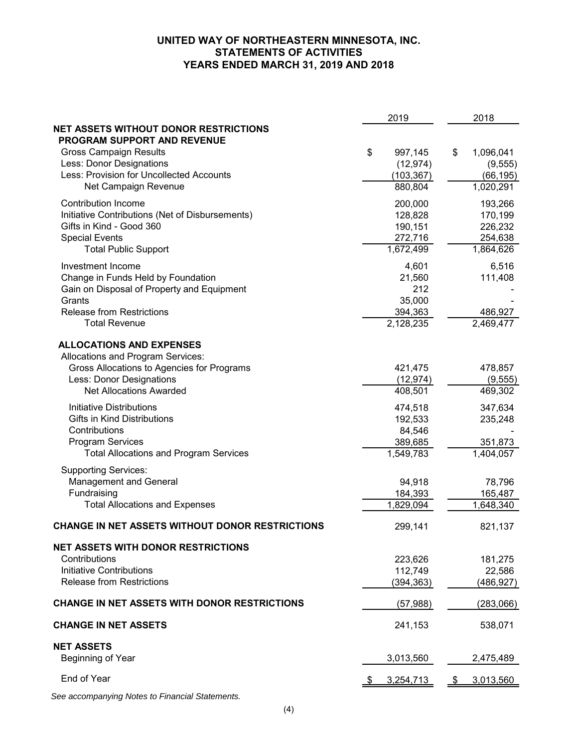# UNITED WAY OF NORTHEASTERN MINNESOTA, INC.
## STATEMENTS OF ACTIVITIES
## YEARS ENDED MARCH 31, 2019 AND 2018

| | 2019 | 2018 |
|---|---|---|
| **NET ASSETS WITHOUT DONOR RESTRICTIONS** | | |
| **PROGRAM SUPPORT AND REVENUE** | | |
| Gross Campaign Results | $ 997,145 | $ 1,096,041 |
| Less: Donor Designations | (12,974) | (9,555) |
| Less: Provision for Uncollected Accounts | (103,367) | (66,195) |
| Net Campaign Revenue | 880,804 | 1,020,291 |
| Contribution Income | 200,000 | 193,266 |
| Initiative Contributions (Net of Disbursements) | 128,828 | 170,199 |
| Gifts in Kind - Good 360 | 190,151 | 226,232 |
| Special Events | 272,716 | 254,638 |
| Total Public Support | 1,672,499 | 1,864,626 |
| Investment Income | 4,601 | 6,516 |
| Change in Funds Held by Foundation | 21,560 | 111,408 |
| Gain on Disposal of Property and Equipment | 212 | - |
| Grants | 35,000 | - |
| Release from Restrictions | 394,363 | 486,927 |
| Total Revenue | 2,128,235 | 2,469,477 |
| **ALLOCATIONS AND EXPENSES** | | |
| Allocations and Program Services: | | |
| Gross Allocations to Agencies for Programs | 421,475 | 478,857 |
| Less: Donor Designations | (12,974) | (9,555) |
| Net Allocations Awarded | 408,501 | 469,302 |
| Initiative Distributions | 474,518 | 347,634 |
| Gifts in Kind Distributions | 192,533 | 235,248 |
| Contributions | 84,546 | - |
| Program Services | 389,685 | 351,873 |
| Total Allocations and Program Services | 1,549,783 | 1,404,057 |
| Supporting Services: | | |
| Management and General | 94,918 | 78,796 |
| Fundraising | 184,393 | 165,487 |
| Total Allocations and Expenses | 1,829,094 | 1,648,340 |
| **CHANGE IN NET ASSETS WITHOUT DONOR RESTRICTIONS** | 299,141 | 821,137 |
| **NET ASSETS WITH DONOR RESTRICTIONS** | | |
| Contributions | 223,626 | 181,275 |
| Initiative Contributions | 112,749 | 22,586 |
| Release from Restrictions | (394,363) | (486,927) |
| **CHANGE IN NET ASSETS WITH DONOR RESTRICTIONS** | (57,988) | (283,066) |
| **CHANGE IN NET ASSETS** | 241,153 | 538,071 |
| **NET ASSETS** | | |
| Beginning of Year | 3,013,560 | 2,475,489 |
| End of Year | $ 3,254,713 | $ 3,013,560 |

*See accompanying Notes to Financial Statements.*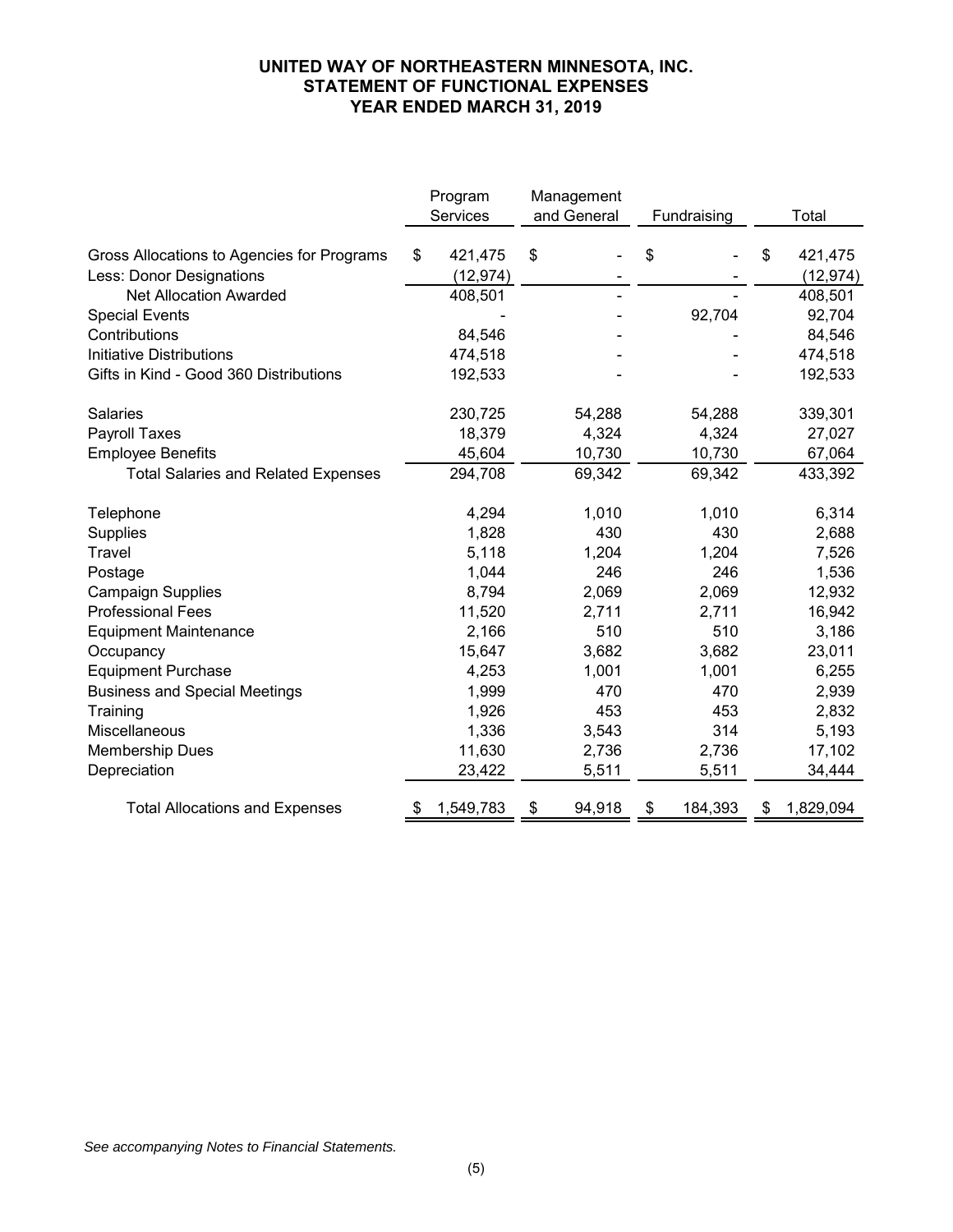# UNITED WAY OF NORTHEASTERN MINNESOTA, INC.
## STATEMENT OF FUNCTIONAL EXPENSES
### YEAR ENDED MARCH 31, 2019

| | Program Services | Management and General | Fundraising | Total |
|---|---|---|---|---|
| Gross Allocations to Agencies for Programs | $ 421,475 | $ - | $ - | $ 421,475 |
| Less: Donor Designations | (12,974) | - | - | (12,974) |
| Net Allocation Awarded | 408,501 | - | - | 408,501 |
| Special Events | - | - | 92,704 | 92,704 |
| Contributions | 84,546 | - | - | 84,546 |
| Initiative Distributions | 474,518 | - | - | 474,518 |
| Gifts in Kind - Good 360 Distributions | 192,533 | - | - | 192,533 |
| | | | | |
| Salaries | 230,725 | 54,288 | 54,288 | 339,301 |
| Payroll Taxes | 18,379 | 4,324 | 4,324 | 27,027 |
| Employee Benefits | 45,604 | 10,730 | 10,730 | 67,064 |
| Total Salaries and Related Expenses | 294,708 | 69,342 | 69,342 | 433,392 |
| | | | | |
| Telephone | 4,294 | 1,010 | 1,010 | 6,314 |
| Supplies | 1,828 | 430 | 430 | 2,688 |
| Travel | 5,118 | 1,204 | 1,204 | 7,526 |
| Postage | 1,044 | 246 | 246 | 1,536 |
| Campaign Supplies | 8,794 | 2,069 | 2,069 | 12,932 |
| Professional Fees | 11,520 | 2,711 | 2,711 | 16,942 |
| Equipment Maintenance | 2,166 | 510 | 510 | 3,186 |
| Occupancy | 15,647 | 3,682 | 3,682 | 23,011 |
| Equipment Purchase | 4,253 | 1,001 | 1,001 | 6,255 |
| Business and Special Meetings | 1,999 | 470 | 470 | 2,939 |
| Training | 1,926 | 453 | 453 | 2,832 |
| Miscellaneous | 1,336 | 3,543 | 314 | 5,193 |
| Membership Dues | 11,630 | 2,736 | 2,736 | 17,102 |
| Depreciation | 23,422 | 5,511 | 5,511 | 34,444 |
| | | | | |
| Total Allocations and Expenses | $ 1,549,783 | $ 94,918 | $ 184,393 | $ 1,829,094 |

*See accompanying Notes to Financial Statements.*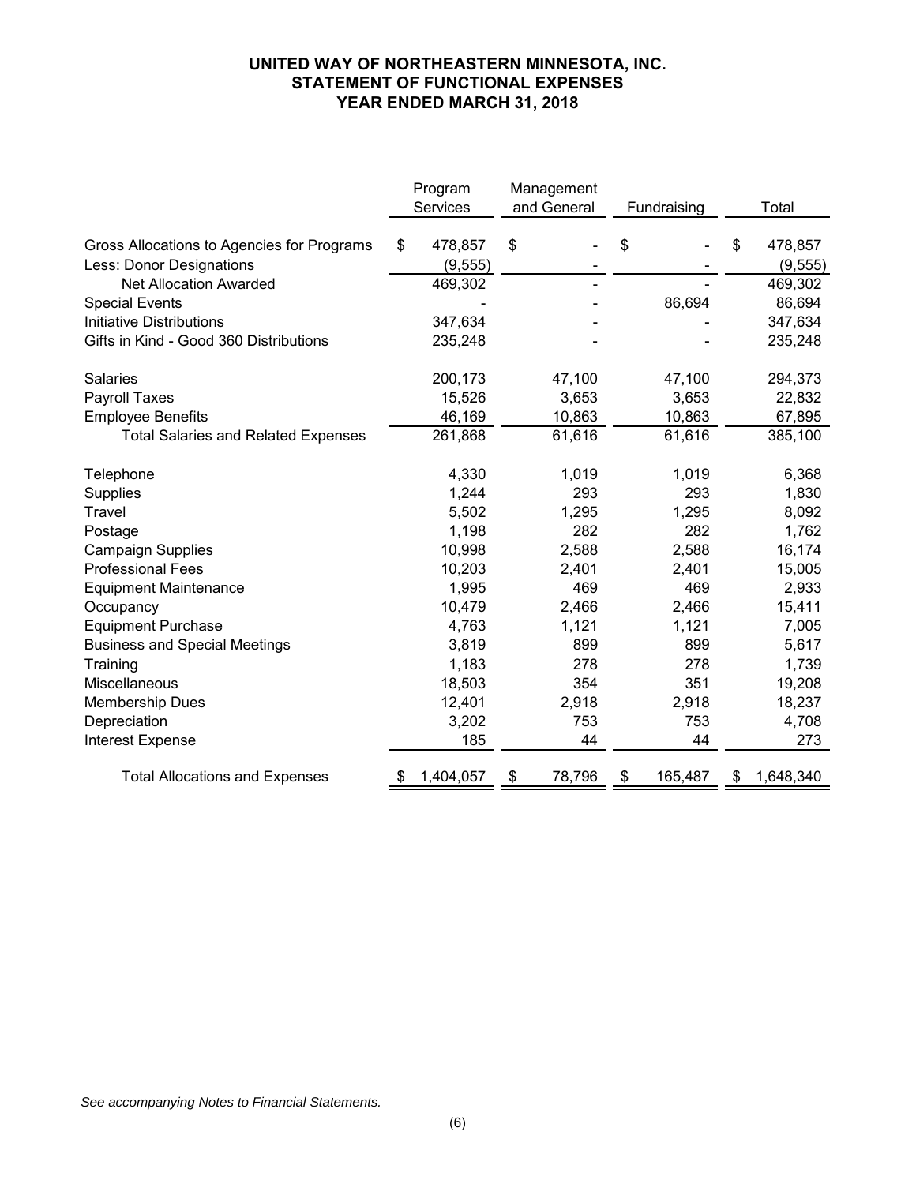# UNITED WAY OF NORTHEASTERN MINNESOTA, INC.
## STATEMENT OF FUNCTIONAL EXPENSES
### YEAR ENDED MARCH 31, 2018

| | Program Services | Management and General | Fundraising | Total |
|---|---|---|---|---|
| Gross Allocations to Agencies for Programs | $ 478,857 | $ - | $ - | $ 478,857 |
| Less: Donor Designations | (9,555) | - | - | (9,555) |
| Net Allocation Awarded | 469,302 | - | - | 469,302 |
| Special Events | - | - | 86,694 | 86,694 |
| Initiative Distributions | 347,634 | - | - | 347,634 |
| Gifts in Kind - Good 360 Distributions | 235,248 | - | - | 235,248 |
| | | | | |
| Salaries | 200,173 | 47,100 | 47,100 | 294,373 |
| Payroll Taxes | 15,526 | 3,653 | 3,653 | 22,832 |
| Employee Benefits | 46,169 | 10,863 | 10,863 | 67,895 |
| Total Salaries and Related Expenses | 261,868 | 61,616 | 61,616 | 385,100 |
| | | | | |
| Telephone | 4,330 | 1,019 | 1,019 | 6,368 |
| Supplies | 1,244 | 293 | 293 | 1,830 |
| Travel | 5,502 | 1,295 | 1,295 | 8,092 |
| Postage | 1,198 | 282 | 282 | 1,762 |
| Campaign Supplies | 10,998 | 2,588 | 2,588 | 16,174 |
| Professional Fees | 10,203 | 2,401 | 2,401 | 15,005 |
| Equipment Maintenance | 1,995 | 469 | 469 | 2,933 |
| Occupancy | 10,479 | 2,466 | 2,466 | 15,411 |
| Equipment Purchase | 4,763 | 1,121 | 1,121 | 7,005 |
| Business and Special Meetings | 3,819 | 899 | 899 | 5,617 |
| Training | 1,183 | 278 | 278 | 1,739 |
| Miscellaneous | 18,503 | 354 | 351 | 19,208 |
| Membership Dues | 12,401 | 2,918 | 2,918 | 18,237 |
| Depreciation | 3,202 | 753 | 753 | 4,708 |
| Interest Expense | 185 | 44 | 44 | 273 |
| | | | | |
| Total Allocations and Expenses | $ 1,404,057 | $ 78,796 | $ 165,487 | $ 1,648,340 |

*See accompanying Notes to Financial Statements.*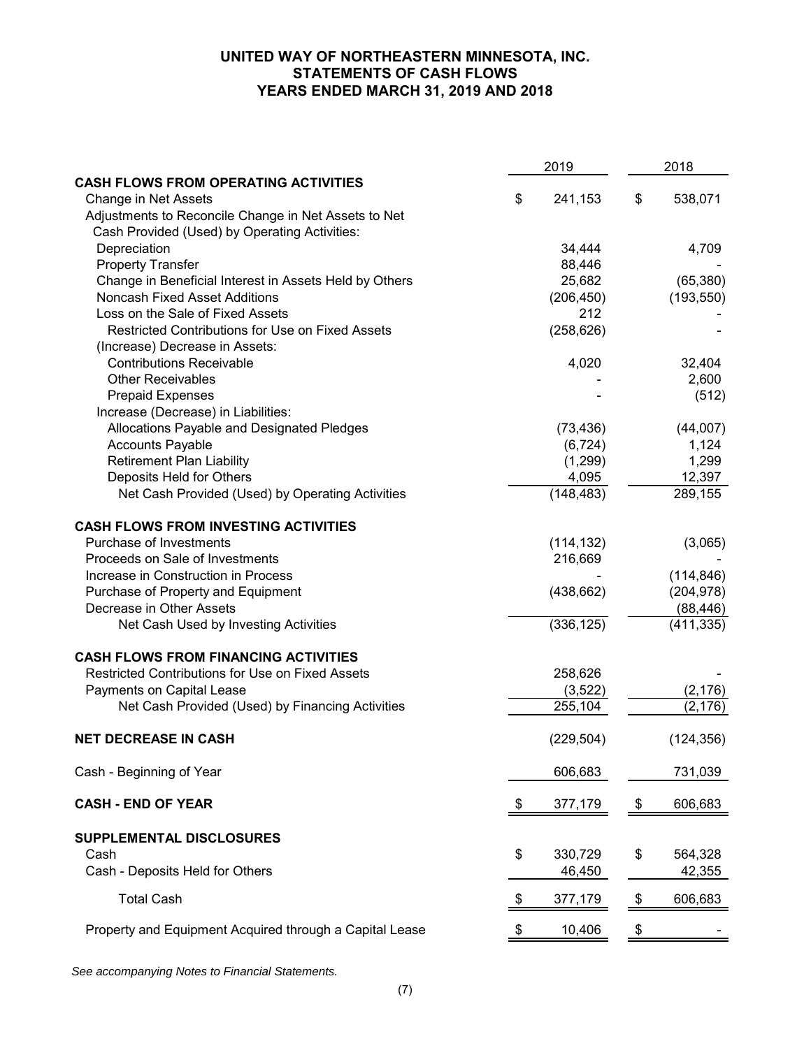# UNITED WAY OF NORTHEASTERN MINNESOTA, INC.
## STATEMENTS OF CASH FLOWS
### YEARS ENDED MARCH 31, 2019 AND 2018

| | 2019 | 2018 |
|---|---|---|
| **CASH FLOWS FROM OPERATING ACTIVITIES** | | |
| Change in Net Assets | $ 241,153 | $ 538,071 |
| Adjustments to Reconcile Change in Net Assets to Net Cash Provided (Used) by Operating Activities: | | |
| Depreciation | 34,444 | 4,709 |
| Property Transfer | 88,446 | - |
| Change in Beneficial Interest in Assets Held by Others | 25,682 | (65,380) |
| Noncash Fixed Asset Additions | (206,450) | (193,550) |
| Loss on the Sale of Fixed Assets | 212 | - |
| Restricted Contributions for Use on Fixed Assets | (258,626) | - |
| (Increase) Decrease in Assets: | | |
| Contributions Receivable | 4,020 | 32,404 |
| Other Receivables | - | 2,600 |
| Prepaid Expenses | - | (512) |
| Increase (Decrease) in Liabilities: | | |
| Allocations Payable and Designated Pledges | (73,436) | (44,007) |
| Accounts Payable | (6,724) | 1,124 |
| Retirement Plan Liability | (1,299) | 1,299 |
| Deposits Held for Others | 4,095 | 12,397 |
| Net Cash Provided (Used) by Operating Activities | (148,483) | 289,155 |
| **CASH FLOWS FROM INVESTING ACTIVITIES** | | |
| Purchase of Investments | (114,132) | (3,065) |
| Proceeds on Sale of Investments | 216,669 | - |
| Increase in Construction in Process | - | (114,846) |
| Purchase of Property and Equipment | (438,662) | (204,978) |
| Decrease in Other Assets | | (88,446) |
| Net Cash Used by Investing Activities | (336,125) | (411,335) |
| **CASH FLOWS FROM FINANCING ACTIVITIES** | | |
| Restricted Contributions for Use on Fixed Assets | 258,626 | - |
| Payments on Capital Lease | (3,522) | (2,176) |
| Net Cash Provided (Used) by Financing Activities | 255,104 | (2,176) |
| **NET DECREASE IN CASH** | (229,504) | (124,356) |
| Cash - Beginning of Year | 606,683 | 731,039 |
| **CASH - END OF YEAR** | $ 377,179 | $ 606,683 |
| **SUPPLEMENTAL DISCLOSURES** | | |
| Cash | $ 330,729 | $ 564,328 |
| Cash - Deposits Held for Others | 46,450 | 42,355 |
| Total Cash | $ 377,179 | $ 606,683 |
| Property and Equipment Acquired through a Capital Lease | $ 10,406 | $ - |

*See accompanying Notes to Financial Statements.*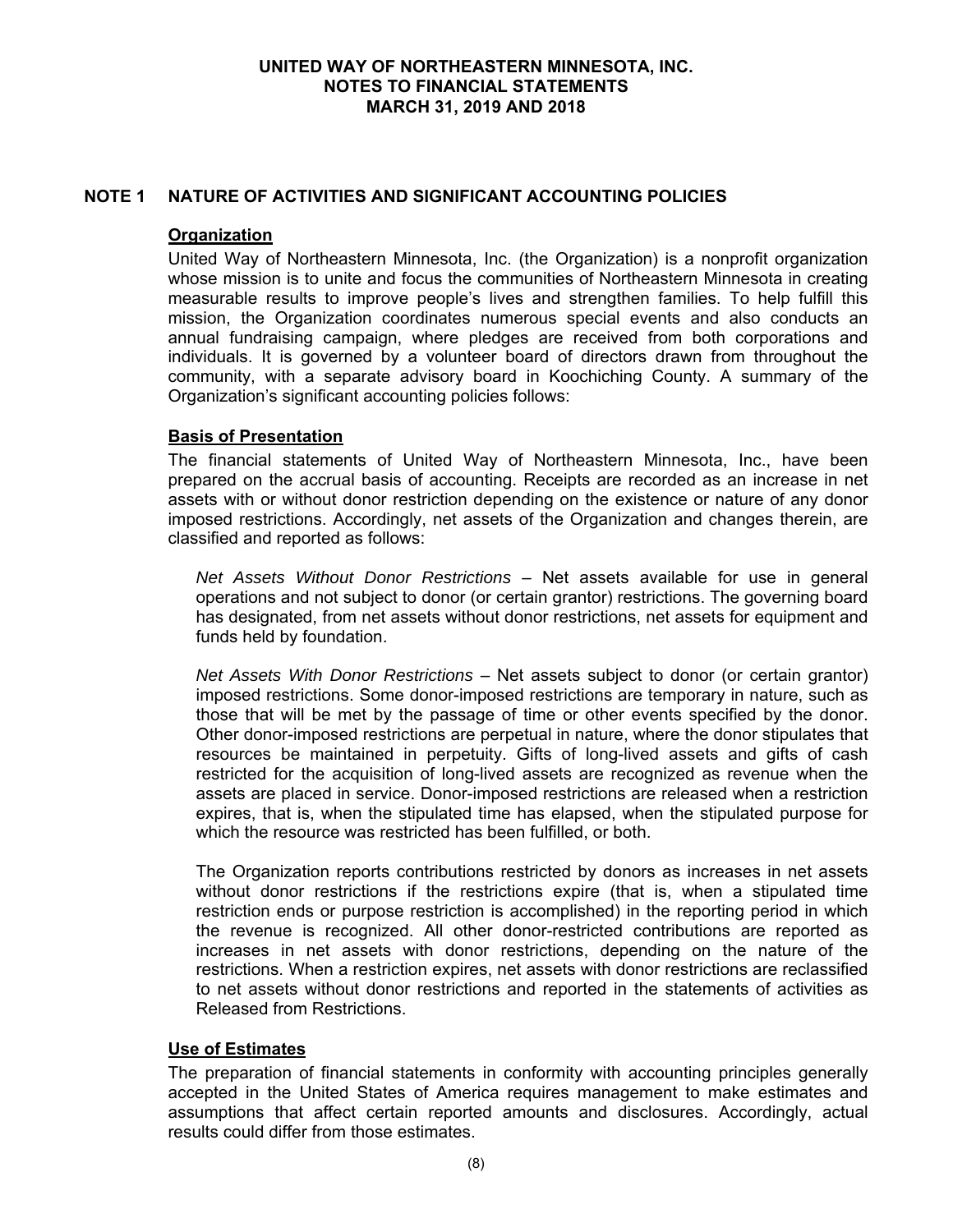## NOTE 1 NATURE OF ACTIVITIES AND SIGNIFICANT ACCOUNTING POLICIES

### Organization

United Way of Northeastern Minnesota, Inc. (the Organization) is a nonprofit organization whose mission is to unite and focus the communities of Northeastern Minnesota in creating measurable results to improve people's lives and strengthen families. To help fulfill this mission, the Organization coordinates numerous special events and also conducts an annual fundraising campaign, where pledges are received from both corporations and individuals. It is governed by a volunteer board of directors drawn from throughout the community, with a separate advisory board in Koochiching County. A summary of the Organization's significant accounting policies follows:

### Basis of Presentation

The financial statements of United Way of Northeastern Minnesota, Inc., have been prepared on the accrual basis of accounting. Receipts are recorded as an increase in net assets with or without donor restriction depending on the existence or nature of any donor imposed restrictions. Accordingly, net assets of the Organization and changes therein, are classified and reported as follows:

*Net Assets Without Donor Restrictions* – Net assets available for use in general operations and not subject to donor (or certain grantor) restrictions. The governing board has designated, from net assets without donor restrictions, net assets for equipment and funds held by foundation.

*Net Assets With Donor Restrictions* – Net assets subject to donor (or certain grantor) imposed restrictions. Some donor-imposed restrictions are temporary in nature, such as those that will be met by the passage of time or other events specified by the donor. Other donor-imposed restrictions are perpetual in nature, where the donor stipulates that resources be maintained in perpetuity. Gifts of long-lived assets and gifts of cash restricted for the acquisition of long-lived assets are recognized as revenue when the assets are placed in service. Donor-imposed restrictions are released when a restriction expires, that is, when the stipulated time has elapsed, when the stipulated purpose for which the resource was restricted has been fulfilled, or both.

The Organization reports contributions restricted by donors as increases in net assets without donor restrictions if the restrictions expire (that is, when a stipulated time restriction ends or purpose restriction is accomplished) in the reporting period in which the revenue is recognized. All other donor-restricted contributions are reported as increases in net assets with donor restrictions, depending on the nature of the restrictions. When a restriction expires, net assets with donor restrictions are reclassified to net assets without donor restrictions and reported in the statements of activities as Released from Restrictions.

### Use of Estimates

The preparation of financial statements in conformity with accounting principles generally accepted in the United States of America requires management to make estimates and assumptions that affect certain reported amounts and disclosures. Accordingly, actual results could differ from those estimates.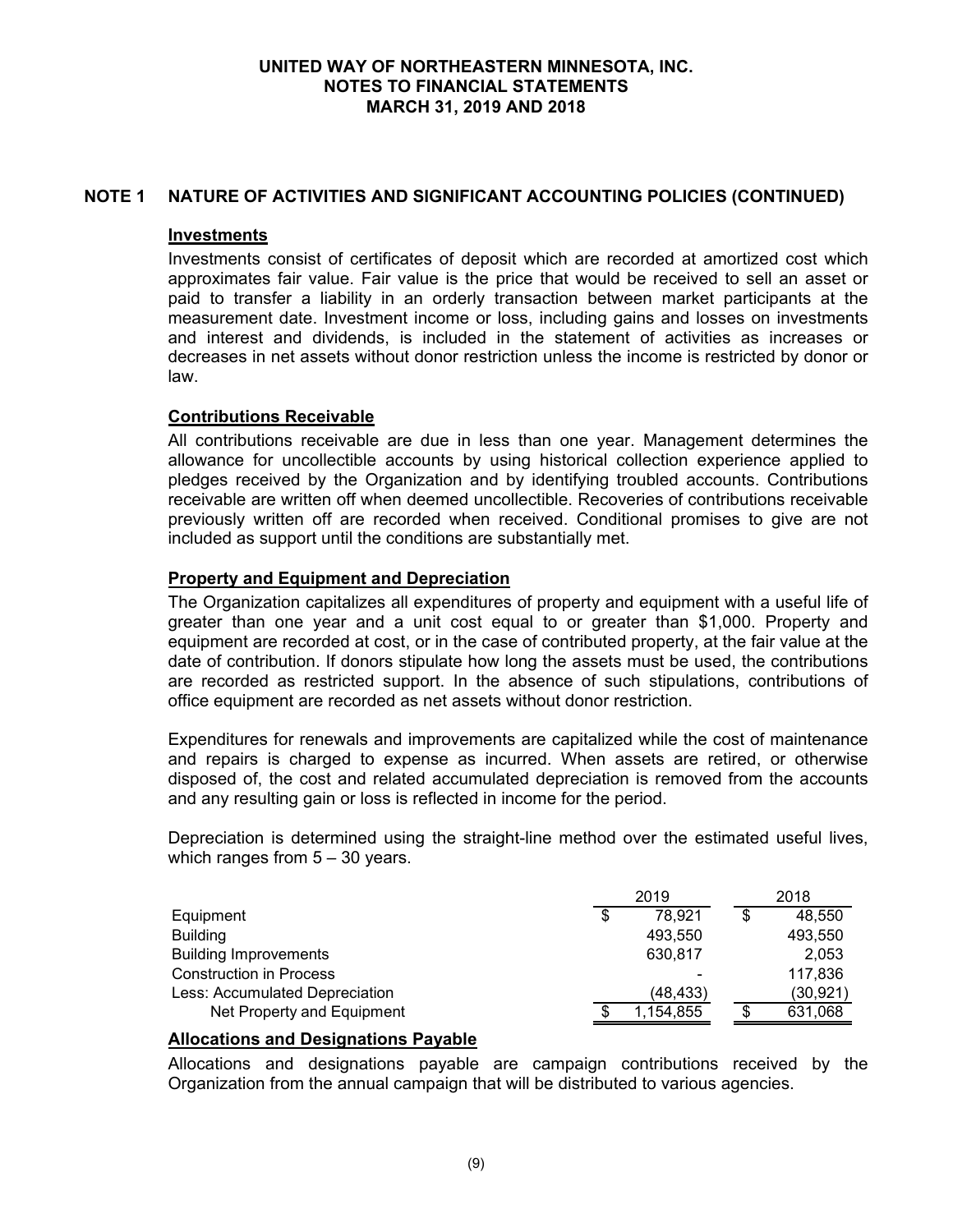## NOTE 1 NATURE OF ACTIVITIES AND SIGNIFICANT ACCOUNTING POLICIES (CONTINUED)

### Investments

Investments consist of certificates of deposit which are recorded at amortized cost which approximates fair value. Fair value is the price that would be received to sell an asset or paid to transfer a liability in an orderly transaction between market participants at the measurement date. Investment income or loss, including gains and losses on investments and interest and dividends, is included in the statement of activities as increases or decreases in net assets without donor restriction unless the income is restricted by donor or law.

### Contributions Receivable

All contributions receivable are due in less than one year. Management determines the allowance for uncollectible accounts by using historical collection experience applied to pledges received by the Organization and by identifying troubled accounts. Contributions receivable are written off when deemed uncollectible. Recoveries of contributions receivable previously written off are recorded when received. Conditional promises to give are not included as support until the conditions are substantially met.

### Property and Equipment and Depreciation

The Organization capitalizes all expenditures of property and equipment with a useful life of greater than one year and a unit cost equal to or greater than $1,000. Property and equipment are recorded at cost, or in the case of contributed property, at the fair value at the date of contribution. If donors stipulate how long the assets must be used, the contributions are recorded as restricted support. In the absence of such stipulations, contributions of office equipment are recorded as net assets without donor restriction.

Expenditures for renewals and improvements are capitalized while the cost of maintenance and repairs is charged to expense as incurred. When assets are retired, or otherwise disposed of, the cost and related accumulated depreciation is removed from the accounts and any resulting gain or loss is reflected in income for the period.

Depreciation is determined using the straight-line method over the estimated useful lives, which ranges from 5 – 30 years.

| | 2019 | 2018 |
|---|---|---|
| Equipment | $ 78,921 | $ 48,550 |
| Building | 493,550 | 493,550 |
| Building Improvements | 630,817 | 2,053 |
| Construction in Process | - | 117,836 |
| Less: Accumulated Depreciation | (48,433) | (30,921) |
| Net Property and Equipment | $ 1,154,855 | $ 631,068 |

### Allocations and Designations Payable

Allocations and designations payable are campaign contributions received by the Organization from the annual campaign that will be distributed to various agencies.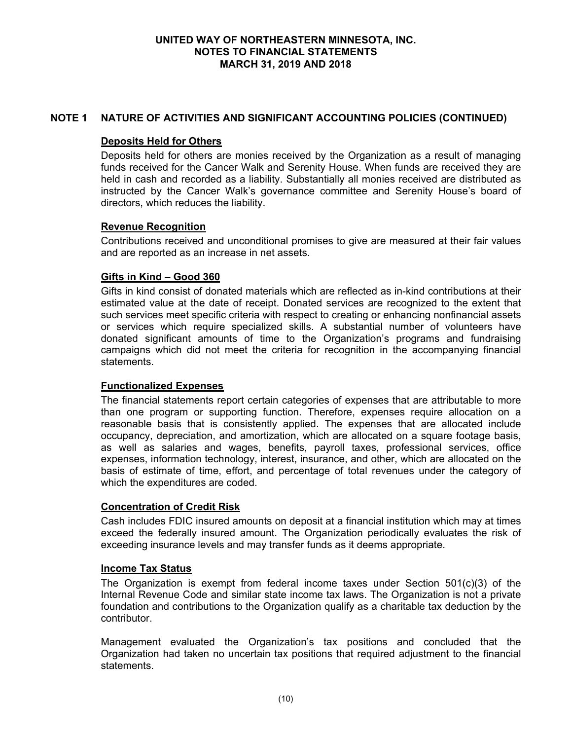## NOTE 1 NATURE OF ACTIVITIES AND SIGNIFICANT ACCOUNTING POLICIES (CONTINUED)

### Deposits Held for Others

Deposits held for others are monies received by the Organization as a result of managing funds received for the Cancer Walk and Serenity House. When funds are received they are held in cash and recorded as a liability. Substantially all monies received are distributed as instructed by the Cancer Walk's governance committee and Serenity House's board of directors, which reduces the liability.

### Revenue Recognition

Contributions received and unconditional promises to give are measured at their fair values and are reported as an increase in net assets.

### Gifts in Kind – Good 360

Gifts in kind consist of donated materials which are reflected as in-kind contributions at their estimated value at the date of receipt. Donated services are recognized to the extent that such services meet specific criteria with respect to creating or enhancing nonfinancial assets or services which require specialized skills. A substantial number of volunteers have donated significant amounts of time to the Organization's programs and fundraising campaigns which did not meet the criteria for recognition in the accompanying financial statements.

### Functionalized Expenses

The financial statements report certain categories of expenses that are attributable to more than one program or supporting function. Therefore, expenses require allocation on a reasonable basis that is consistently applied. The expenses that are allocated include occupancy, depreciation, and amortization, which are allocated on a square footage basis, as well as salaries and wages, benefits, payroll taxes, professional services, office expenses, information technology, interest, insurance, and other, which are allocated on the basis of estimate of time, effort, and percentage of total revenues under the category of which the expenditures are coded.

### Concentration of Credit Risk

Cash includes FDIC insured amounts on deposit at a financial institution which may at times exceed the federally insured amount. The Organization periodically evaluates the risk of exceeding insurance levels and may transfer funds as it deems appropriate.

### Income Tax Status

The Organization is exempt from federal income taxes under Section 501(c)(3) of the Internal Revenue Code and similar state income tax laws. The Organization is not a private foundation and contributions to the Organization qualify as a charitable tax deduction by the contributor.

Management evaluated the Organization's tax positions and concluded that the Organization had taken no uncertain tax positions that required adjustment to the financial statements.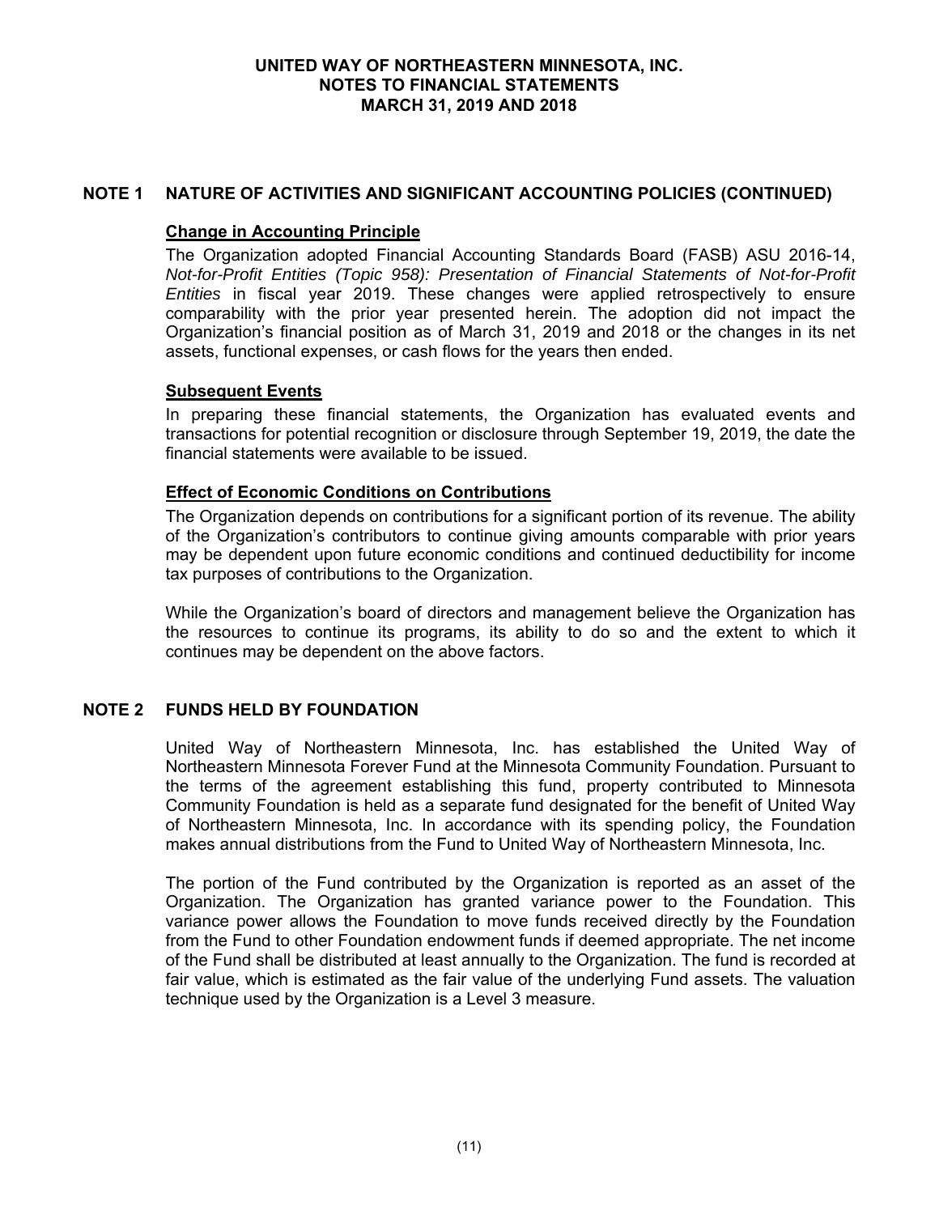## NOTE 1 NATURE OF ACTIVITIES AND SIGNIFICANT ACCOUNTING POLICIES (CONTINUED)

### Change in Accounting Principle

The Organization adopted Financial Accounting Standards Board (FASB) ASU 2016-14, *Not-for-Profit Entities (Topic 958): Presentation of Financial Statements of Not-for-Profit Entities* in fiscal year 2019. These changes were applied retrospectively to ensure comparability with the prior year presented herein. The adoption did not impact the Organization's financial position as of March 31, 2019 and 2018 or the changes in its net assets, functional expenses, or cash flows for the years then ended.

### Subsequent Events

In preparing these financial statements, the Organization has evaluated events and transactions for potential recognition or disclosure through September 19, 2019, the date the financial statements were available to be issued.

### Effect of Economic Conditions on Contributions

The Organization depends on contributions for a significant portion of its revenue. The ability of the Organization's contributors to continue giving amounts comparable with prior years may be dependent upon future economic conditions and continued deductibility for income tax purposes of contributions to the Organization.

While the Organization's board of directors and management believe the Organization has the resources to continue its programs, its ability to do so and the extent to which it continues may be dependent on the above factors.

## NOTE 2 FUNDS HELD BY FOUNDATION

United Way of Northeastern Minnesota, Inc. has established the United Way of Northeastern Minnesota Forever Fund at the Minnesota Community Foundation. Pursuant to the terms of the agreement establishing this fund, property contributed to Minnesota Community Foundation is held as a separate fund designated for the benefit of United Way of Northeastern Minnesota, Inc. In accordance with its spending policy, the Foundation makes annual distributions from the Fund to United Way of Northeastern Minnesota, Inc.

The portion of the Fund contributed by the Organization is reported as an asset of the Organization. The Organization has granted variance power to the Foundation. This variance power allows the Foundation to move funds received directly by the Foundation from the Fund to other Foundation endowment funds if deemed appropriate. The net income of the Fund shall be distributed at least annually to the Organization. The fund is recorded at fair value, which is estimated as the fair value of the underlying Fund assets. The valuation technique used by the Organization is a Level 3 measure.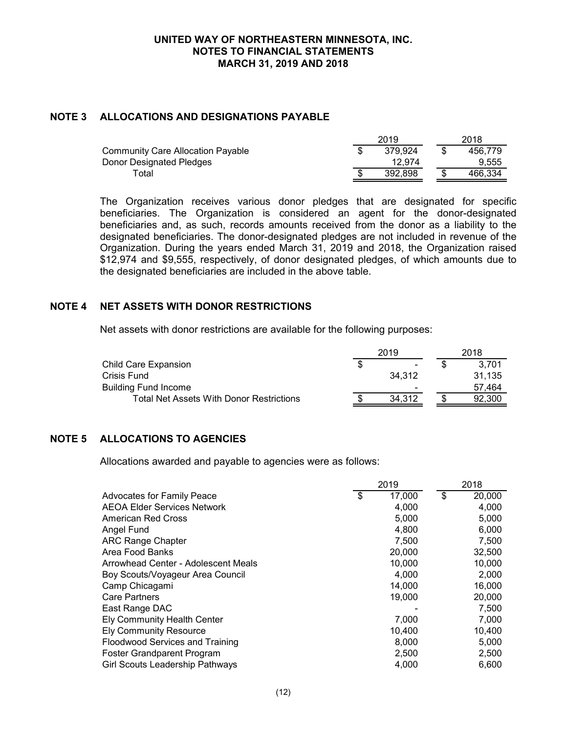# UNITED WAY OF NORTHEASTERN MINNESOTA, INC.
## NOTES TO FINANCIAL STATEMENTS
## MARCH 31, 2019 AND 2018

### NOTE 3 ALLOCATIONS AND DESIGNATIONS PAYABLE

| | 2019 | 2018 |
|---|---|---|
| Community Care Allocation Payable | $ 379,924 | $ 456,779 |
| Donor Designated Pledges | 12,974 | 9,555 |
| Total | $ 392,898 | $ 466,334 |

The Organization receives various donor pledges that are designated for specific beneficiaries. The Organization is considered an agent for the donor-designated beneficiaries and, as such, records amounts received from the donor as a liability to the designated beneficiaries. The donor-designated pledges are not included in revenue of the Organization. During the years ended March 31, 2019 and 2018, the Organization raised $12,974 and $9,555, respectively, of donor designated pledges, of which amounts due to the designated beneficiaries are included in the above table.

### NOTE 4 NET ASSETS WITH DONOR RESTRICTIONS

Net assets with donor restrictions are available for the following purposes:

| | 2019 | 2018 |
|---|---|---|
| Child Care Expansion | $ - | $ 3,701 |
| Crisis Fund | 34,312 | 31,135 |
| Building Fund Income | - | 57,464 |
| Total Net Assets With Donor Restrictions | $ 34,312 | $ 92,300 |

### NOTE 5 ALLOCATIONS TO AGENCIES

Allocations awarded and payable to agencies were as follows:

| | 2019 | 2018 |
|---|---|---|
| Advocates for Family Peace | $ 17,000 | $ 20,000 |
| AEOA Elder Services Network | 4,000 | 4,000 |
| American Red Cross | 5,000 | 5,000 |
| Angel Fund | 4,800 | 6,000 |
| ARC Range Chapter | 7,500 | 7,500 |
| Area Food Banks | 20,000 | 32,500 |
| Arrowhead Center - Adolescent Meals | 10,000 | 10,000 |
| Boy Scouts/Voyageur Area Council | 4,000 | 2,000 |
| Camp Chicagami | 14,000 | 16,000 |
| Care Partners | 19,000 | 20,000 |
| East Range DAC | - | 7,500 |
| Ely Community Health Center | 7,000 | 7,000 |
| Ely Community Resource | 10,400 | 10,400 |
| Floodwood Services and Training | 8,000 | 5,000 |
| Foster Grandparent Program | 2,500 | 2,500 |
| Girl Scouts Leadership Pathways | 4,000 | 6,600 |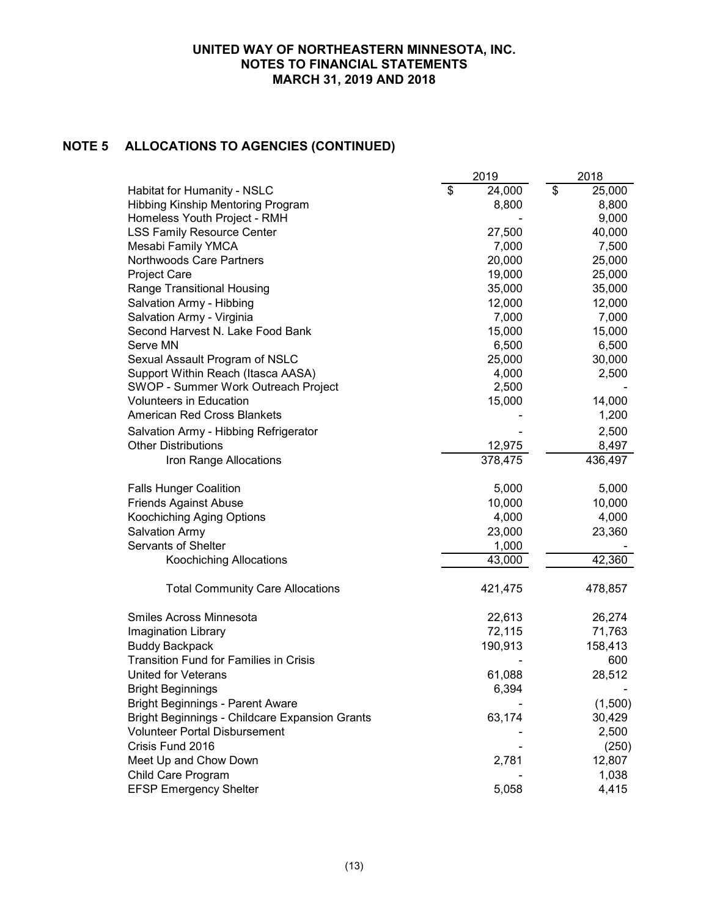**UNITED WAY OF NORTHEASTERN MINNESOTA, INC.**
**NOTES TO FINANCIAL STATEMENTS**
**MARCH 31, 2019 AND 2018**

## NOTE 5 ALLOCATIONS TO AGENCIES (CONTINUED)

| | 2019 | 2018 |
|---|---|---|
| Habitat for Humanity - NSLC | $ 24,000 | $ 25,000 |
| Hibbing Kinship Mentoring Program | 8,800 | 8,800 |
| Homeless Youth Project - RMH | - | 9,000 |
| LSS Family Resource Center | 27,500 | 40,000 |
| Mesabi Family YMCA | 7,000 | 7,500 |
| Northwoods Care Partners | 20,000 | 25,000 |
| Project Care | 19,000 | 25,000 |
| Range Transitional Housing | 35,000 | 35,000 |
| Salvation Army - Hibbing | 12,000 | 12,000 |
| Salvation Army - Virginia | 7,000 | 7,000 |
| Second Harvest N. Lake Food Bank | 15,000 | 15,000 |
| Serve MN | 6,500 | 6,500 |
| Sexual Assault Program of NSLC | 25,000 | 30,000 |
| Support Within Reach (Itasca AASA) | 4,000 | 2,500 |
| SWOP - Summer Work Outreach Project | 2,500 | - |
| Volunteers in Education | 15,000 | 14,000 |
| American Red Cross Blankets | - | 1,200 |
| Salvation Army - Hibbing Refrigerator | - | 2,500 |
| Other Distributions | 12,975 | 8,497 |
| Iron Range Allocations | 378,475 | 436,497 |
| | | |
| Falls Hunger Coalition | 5,000 | 5,000 |
| Friends Against Abuse | 10,000 | 10,000 |
| Koochiching Aging Options | 4,000 | 4,000 |
| Salvation Army | 23,000 | 23,360 |
| Servants of Shelter | 1,000 | - |
| Koochiching Allocations | 43,000 | 42,360 |
| | | |
| Total Community Care Allocations | 421,475 | 478,857 |
| | | |
| Smiles Across Minnesota | 22,613 | 26,274 |
| Imagination Library | 72,115 | 71,763 |
| Buddy Backpack | 190,913 | 158,413 |
| Transition Fund for Families in Crisis | - | 600 |
| United for Veterans | 61,088 | 28,512 |
| Bright Beginnings | 6,394 | - |
| Bright Beginnings - Parent Aware | - | (1,500) |
| Bright Beginnings - Childcare Expansion Grants | 63,174 | 30,429 |
| Volunteer Portal Disbursement | - | 2,500 |
| Crisis Fund 2016 | - | (250) |
| Meet Up and Chow Down | 2,781 | 12,807 |
| Child Care Program | - | 1,038 |
| EFSP Emergency Shelter | 5,058 | 4,415 |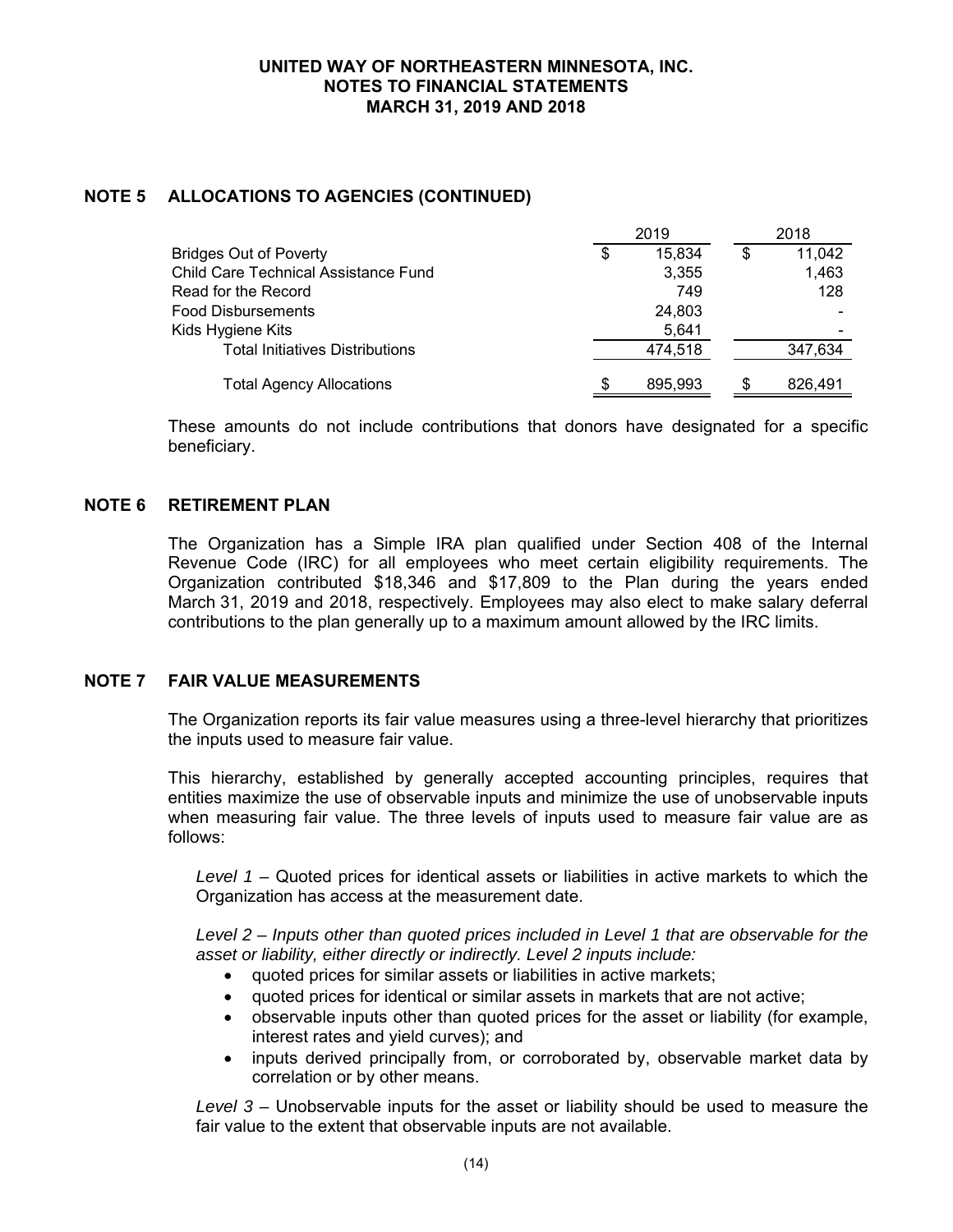## NOTE 5 ALLOCATIONS TO AGENCIES (CONTINUED)

| | 2019 | 2018 |
|---|---|---|
| Bridges Out of Poverty | $ 15,834 | $ 11,042 |
| Child Care Technical Assistance Fund | 3,355 | 1,463 |
| Read for the Record | 749 | 128 |
| Food Disbursements | 24,803 | - |
| Kids Hygiene Kits | 5,641 | - |
| Total Initiatives Distributions | 474,518 | 347,634 |
| Total Agency Allocations | $ 895,993 | $ 826,491 |

These amounts do not include contributions that donors have designated for a specific beneficiary.

## NOTE 6 RETIREMENT PLAN

The Organization has a Simple IRA plan qualified under Section 408 of the Internal Revenue Code (IRC) for all employees who meet certain eligibility requirements. The Organization contributed $18,346 and $17,809 to the Plan during the years ended March 31, 2019 and 2018, respectively. Employees may also elect to make salary deferral contributions to the plan generally up to a maximum amount allowed by the IRC limits.

## NOTE 7 FAIR VALUE MEASUREMENTS

The Organization reports its fair value measures using a three-level hierarchy that prioritizes the inputs used to measure fair value.

This hierarchy, established by generally accepted accounting principles, requires that entities maximize the use of observable inputs and minimize the use of unobservable inputs when measuring fair value. The three levels of inputs used to measure fair value are as follows:

*Level 1* – Quoted prices for identical assets or liabilities in active markets to which the Organization has access at the measurement date.

*Level 2 – Inputs other than quoted prices included in Level 1 that are observable for the asset or liability, either directly or indirectly. Level 2 inputs include:*

- quoted prices for similar assets or liabilities in active markets;
- quoted prices for identical or similar assets in markets that are not active;
- observable inputs other than quoted prices for the asset or liability (for example, interest rates and yield curves); and
- inputs derived principally from, or corroborated by, observable market data by correlation or by other means.

*Level 3* – Unobservable inputs for the asset or liability should be used to measure the fair value to the extent that observable inputs are not available.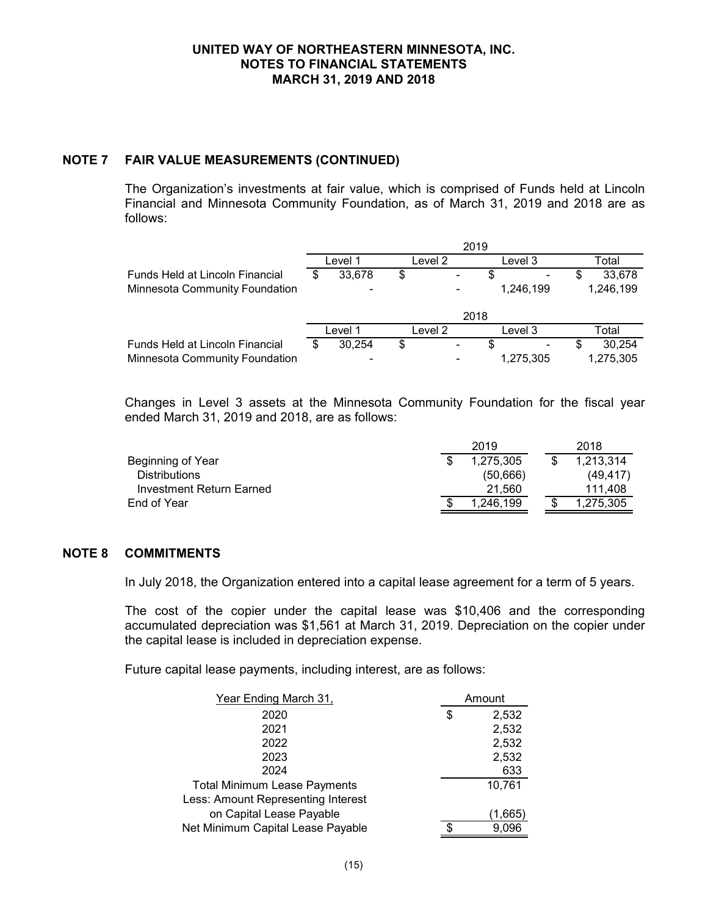UNITED WAY OF NORTHEASTERN MINNESOTA, INC.
NOTES TO FINANCIAL STATEMENTS
MARCH 31, 2019 AND 2018

## NOTE 7 FAIR VALUE MEASUREMENTS (CONTINUED)

The Organization's investments at fair value, which is comprised of Funds held at Lincoln Financial and Minnesota Community Foundation, as of March 31, 2019 and 2018 are as follows:

| | 2019 | | | |
|---|---|---|---|---|
| | Level 1 | Level 2 | Level 3 | Total |
| Funds Held at Lincoln Financial | $ 33,678 | $ - | $ - | $ 33,678 |
| Minnesota Community Foundation | - | - | 1,246,199 | 1,246,199 |

| | 2018 | | | |
|---|---|---|---|---|
| | Level 1 | Level 2 | Level 3 | Total |
| Funds Held at Lincoln Financial | $ 30,254 | $ - | $ - | $ 30,254 |
| Minnesota Community Foundation | - | - | 1,275,305 | 1,275,305 |

Changes in Level 3 assets at the Minnesota Community Foundation for the fiscal year ended March 31, 2019 and 2018, are as follows:

| | 2019 | 2018 |
|---|---|---|
| Beginning of Year | $ 1,275,305 | $ 1,213,314 |
| Distributions | (50,666) | (49,417) |
| Investment Return Earned | 21,560 | 111,408 |
| End of Year | $ 1,246,199 | $ 1,275,305 |

## NOTE 8 COMMITMENTS

In July 2018, the Organization entered into a capital lease agreement for a term of 5 years.

The cost of the copier under the capital lease was $10,406 and the corresponding accumulated depreciation was $1,561 at March 31, 2019. Depreciation on the copier under the capital lease is included in depreciation expense.

Future capital lease payments, including interest, are as follows:

| Year Ending March 31, | Amount |
|---|---|
| 2020 | $ 2,532 |
| 2021 | 2,532 |
| 2022 | 2,532 |
| 2023 | 2,532 |
| 2024 | 633 |
| Total Minimum Lease Payments | 10,761 |
| Less: Amount Representing Interest on Capital Lease Payable | (1,665) |
| Net Minimum Capital Lease Payable | $ 9,096 |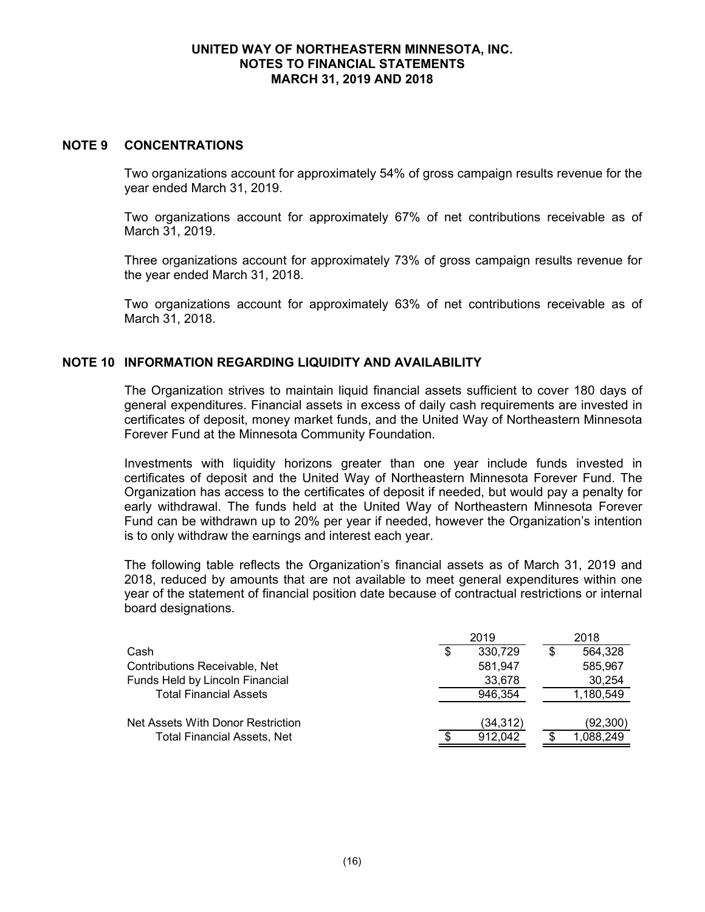## NOTE 9 CONCENTRATIONS

Two organizations account for approximately 54% of gross campaign results revenue for the year ended March 31, 2019.

Two organizations account for approximately 67% of net contributions receivable as of March 31, 2019.

Three organizations account for approximately 73% of gross campaign results revenue for the year ended March 31, 2018.

Two organizations account for approximately 63% of net contributions receivable as of March 31, 2018.

## NOTE 10 INFORMATION REGARDING LIQUIDITY AND AVAILABILITY

The Organization strives to maintain liquid financial assets sufficient to cover 180 days of general expenditures. Financial assets in excess of daily cash requirements are invested in certificates of deposit, money market funds, and the United Way of Northeastern Minnesota Forever Fund at the Minnesota Community Foundation.

Investments with liquidity horizons greater than one year include funds invested in certificates of deposit and the United Way of Northeastern Minnesota Forever Fund. The Organization has access to the certificates of deposit if needed, but would pay a penalty for early withdrawal. The funds held at the United Way of Northeastern Minnesota Forever Fund can be withdrawn up to 20% per year if needed, however the Organization's intention is to only withdraw the earnings and interest each year.

The following table reflects the Organization's financial assets as of March 31, 2019 and 2018, reduced by amounts that are not available to meet general expenditures within one year of the statement of financial position date because of contractual restrictions or internal board designations.

| | 2019 | 2018 |
|---|---|---|
| Cash | $ 330,729 | $ 564,328 |
| Contributions Receivable, Net | 581,947 | 585,967 |
| Funds Held by Lincoln Financial | 33,678 | 30,254 |
| Total Financial Assets | 946,354 | 1,180,549 |
| Net Assets With Donor Restriction | (34,312) | (92,300) |
| Total Financial Assets, Net | $ 912,042 | $ 1,088,249 |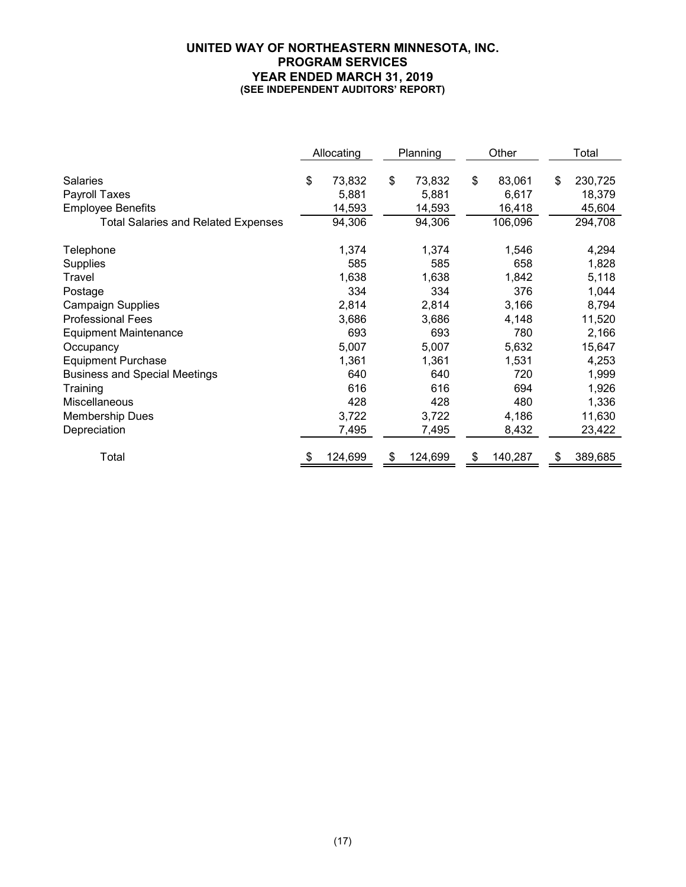# UNITED WAY OF NORTHEASTERN MINNESOTA, INC.
## PROGRAM SERVICES
### YEAR ENDED MARCH 31, 2019
#### (SEE INDEPENDENT AUDITORS' REPORT)

| | Allocating | Planning | Other | Total |
|---|---|---|---|---|
| Salaries | $ 73,832 | $ 73,832 | $ 83,061 | $ 230,725 |
| Payroll Taxes | 5,881 | 5,881 | 6,617 | 18,379 |
| Employee Benefits | 14,593 | 14,593 | 16,418 | 45,604 |
| Total Salaries and Related Expenses | 94,306 | 94,306 | 106,096 | 294,708 |
| Telephone | 1,374 | 1,374 | 1,546 | 4,294 |
| Supplies | 585 | 585 | 658 | 1,828 |
| Travel | 1,638 | 1,638 | 1,842 | 5,118 |
| Postage | 334 | 334 | 376 | 1,044 |
| Campaign Supplies | 2,814 | 2,814 | 3,166 | 8,794 |
| Professional Fees | 3,686 | 3,686 | 4,148 | 11,520 |
| Equipment Maintenance | 693 | 693 | 780 | 2,166 |
| Occupancy | 5,007 | 5,007 | 5,632 | 15,647 |
| Equipment Purchase | 1,361 | 1,361 | 1,531 | 4,253 |
| Business and Special Meetings | 640 | 640 | 720 | 1,999 |
| Training | 616 | 616 | 694 | 1,926 |
| Miscellaneous | 428 | 428 | 480 | 1,336 |
| Membership Dues | 3,722 | 3,722 | 4,186 | 11,630 |
| Depreciation | 7,495 | 7,495 | 8,432 | 23,422 |
| Total | $ 124,699 | $ 124,699 | $ 140,287 | $ 389,685 |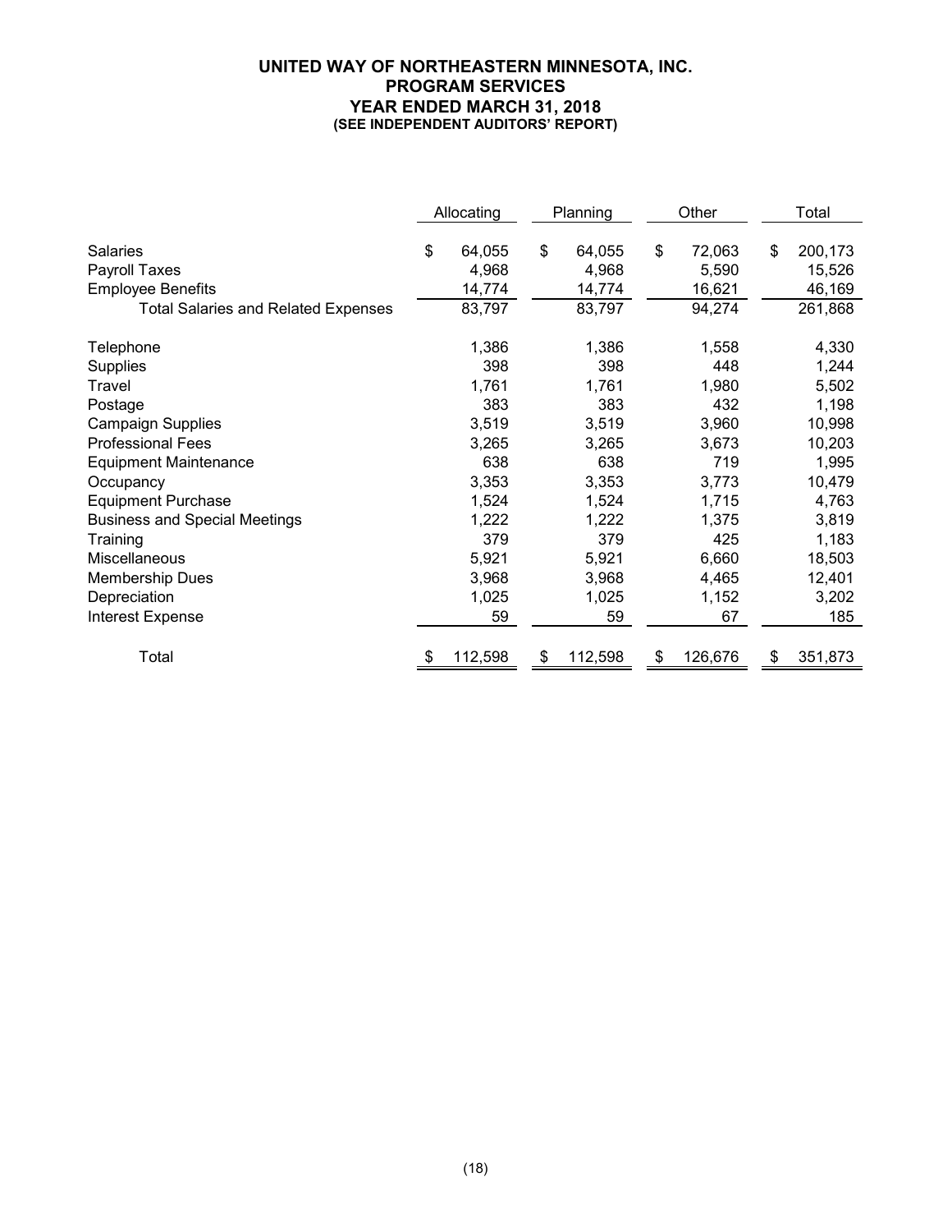# UNITED WAY OF NORTHEASTERN MINNESOTA, INC.
## PROGRAM SERVICES
### YEAR ENDED MARCH 31, 2018
**(SEE INDEPENDENT AUDITORS' REPORT)**

| | Allocating | Planning | Other | Total |
|---|---|---|---|---|
| Salaries | $ 64,055 | $ 64,055 | $ 72,063 | $ 200,173 |
| Payroll Taxes | 4,968 | 4,968 | 5,590 | 15,526 |
| Employee Benefits | 14,774 | 14,774 | 16,621 | 46,169 |
| Total Salaries and Related Expenses | 83,797 | 83,797 | 94,274 | 261,868 |
| Telephone | 1,386 | 1,386 | 1,558 | 4,330 |
| Supplies | 398 | 398 | 448 | 1,244 |
| Travel | 1,761 | 1,761 | 1,980 | 5,502 |
| Postage | 383 | 383 | 432 | 1,198 |
| Campaign Supplies | 3,519 | 3,519 | 3,960 | 10,998 |
| Professional Fees | 3,265 | 3,265 | 3,673 | 10,203 |
| Equipment Maintenance | 638 | 638 | 719 | 1,995 |
| Occupancy | 3,353 | 3,353 | 3,773 | 10,479 |
| Equipment Purchase | 1,524 | 1,524 | 1,715 | 4,763 |
| Business and Special Meetings | 1,222 | 1,222 | 1,375 | 3,819 |
| Training | 379 | 379 | 425 | 1,183 |
| Miscellaneous | 5,921 | 5,921 | 6,660 | 18,503 |
| Membership Dues | 3,968 | 3,968 | 4,465 | 12,401 |
| Depreciation | 1,025 | 1,025 | 1,152 | 3,202 |
| Interest Expense | 59 | 59 | 67 | 185 |
| Total | $ 112,598 | $ 112,598 | $ 126,676 | $ 351,873 |